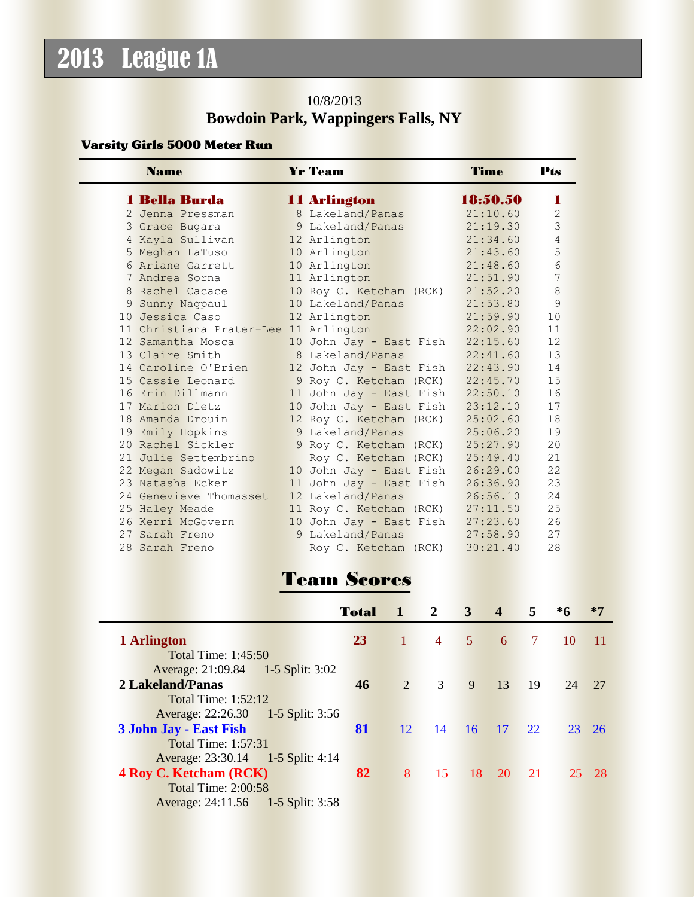# 2013 League 1A

10/8/2013

**Bowdoin Park, Wappingers Falls, NY**

### Varsity Girls 5000 Meter Run

| | Name | Yr | Team | Time | Pts |
|---|---|---|---|---|---|
| **1** | **Bella Burda** | **11** | **Arlington** | **18:50.50** | **1** |
| 2 | Jenna Pressman | 8 | Lakeland/Panas | 21:10.60 | 2 |
| 3 | Grace Bugara | 9 | Lakeland/Panas | 21:19.30 | 3 |
| 4 | Kayla Sullivan | 12 | Arlington | 21:34.60 | 4 |
| 5 | Meghan LaTuso | 10 | Arlington | 21:43.60 | 5 |
| 6 | Ariane Garrett | 10 | Arlington | 21:48.60 | 6 |
| 7 | Andrea Sorna | 11 | Arlington | 21:51.90 | 7 |
| 8 | Rachel Cacace | 10 | Roy C. Ketcham (RCK) | 21:52.20 | 8 |
| 9 | Sunny Nagpaul | 10 | Lakeland/Panas | 21:53.80 | 9 |
| 10 | Jessica Caso | 12 | Arlington | 21:59.90 | 10 |
| 11 | Christiana Prater-Lee | 11 | Arlington | 22:02.90 | 11 |
| 12 | Samantha Mosca | 10 | John Jay - East Fish | 22:15.60 | 12 |
| 13 | Claire Smith | 8 | Lakeland/Panas | 22:41.60 | 13 |
| 14 | Caroline O'Brien | 12 | John Jay - East Fish | 22:43.90 | 14 |
| 15 | Cassie Leonard | 9 | Roy C. Ketcham (RCK) | 22:45.70 | 15 |
| 16 | Erin Dillmann | 11 | John Jay - East Fish | 22:50.10 | 16 |
| 17 | Marion Dietz | 10 | John Jay - East Fish | 23:12.10 | 17 |
| 18 | Amanda Drouin | 12 | Roy C. Ketcham (RCK) | 25:02.60 | 18 |
| 19 | Emily Hopkins | 9 | Lakeland/Panas | 25:06.20 | 19 |
| 20 | Rachel Sickler | 9 | Roy C. Ketcham (RCK) | 25:27.90 | 20 |
| 21 | Julie Settembrino | | Roy C. Ketcham (RCK) | 25:49.40 | 21 |
| 22 | Megan Sadowitz | 10 | John Jay - East Fish | 26:29.00 | 22 |
| 23 | Natasha Ecker | 11 | John Jay - East Fish | 26:36.90 | 23 |
| 24 | Genevieve Thomasset | 12 | Lakeland/Panas | 26:56.10 | 24 |
| 25 | Haley Meade | 11 | Roy C. Ketcham (RCK) | 27:11.50 | 25 |
| 26 | Kerri McGovern | 10 | John Jay - East Fish | 27:23.60 | 26 |
| 27 | Sarah Freno | 9 | Lakeland/Panas | 27:58.90 | 27 |
| 28 | Sarah Freno | | Roy C. Ketcham (RCK) | 30:21.40 | 28 |

## Team Scores

| | Total | 1 | 2 | 3 | 4 | 5 | *6 | *7 |
|---|---|---|---|---|---|---|---|---|
| **1 Arlington** | **23** | 1 | 4 | 5 | 6 | 7 | 10 | 11 |
| Total Time: 1:45:50 | | | | | | | | |
| Average: 21:09.84 1-5 Split: 3:02 | | | | | | | | |
| **2 Lakeland/Panas** | **46** | 2 | 3 | 9 | 13 | 19 | 24 | 27 |
| Total Time: 1:52:12 | | | | | | | | |
| Average: 22:26.30 1-5 Split: 3:56 | | | | | | | | |
| **3 John Jay - East Fish** | **81** | 12 | 14 | 16 | 17 | 22 | 23 | 26 |
| Total Time: 1:57:31 | | | | | | | | |
| Average: 23:30.14 1-5 Split: 4:14 | | | | | | | | |
| **4 Roy C. Ketcham (RCK)** | **82** | 8 | 15 | 18 | 20 | 21 | 25 | 28 |
| Total Time: 2:00:58 | | | | | | | | |
| Average: 24:11.56 1-5 Split: 3:58 | | | | | | | | |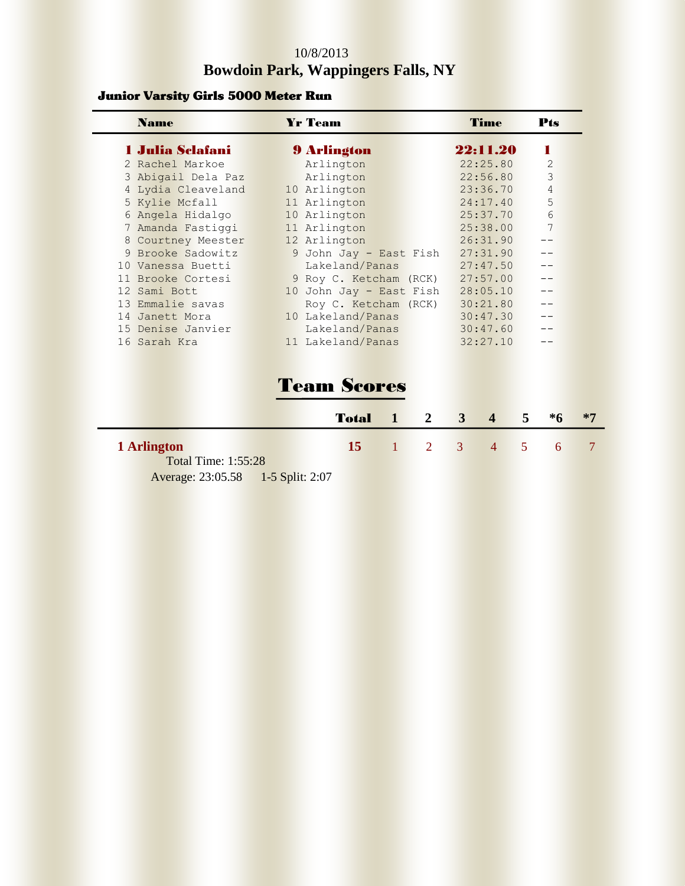10/8/2013

**Bowdoin Park, Wappingers Falls, NY**

### Junior Varsity Girls 5000 Meter Run

| | Name | Yr | Team | Time | Pts |
|---|---|---|---|---|---|
| **1** | **Julia Sclafani** | **9** | **Arlington** | **22:11.20** | **1** |
| 2 | Rachel Markoe | | Arlington | 22:25.80 | 2 |
| 3 | Abigail Dela Paz | | Arlington | 22:56.80 | 3 |
| 4 | Lydia Cleaveland | 10 | Arlington | 23:36.70 | 4 |
| 5 | Kylie Mcfall | 11 | Arlington | 24:17.40 | 5 |
| 6 | Angela Hidalgo | 10 | Arlington | 25:37.70 | 6 |
| 7 | Amanda Fastiggi | 11 | Arlington | 25:38.00 | 7 |
| 8 | Courtney Meester | 12 | Arlington | 26:31.90 | -- |
| 9 | Brooke Sadowitz | 9 | John Jay - East Fish | 27:31.90 | -- |
| 10 | Vanessa Buetti | | Lakeland/Panas | 27:47.50 | -- |
| 11 | Brooke Cortesi | 9 | Roy C. Ketcham (RCK) | 27:57.00 | -- |
| 12 | Sami Bott | 10 | John Jay - East Fish | 28:05.10 | -- |
| 13 | Emmalie savas | | Roy C. Ketcham (RCK) | 30:21.80 | -- |
| 14 | Janett Mora | 10 | Lakeland/Panas | 30:47.30 | -- |
| 15 | Denise Janvier | | Lakeland/Panas | 30:47.60 | -- |
| 16 | Sarah Kra | 11 | Lakeland/Panas | 32:27.10 | -- |

## Team Scores

| | Total | 1 | 2 | 3 | 4 | 5 | *6 | *7 |
|---|---|---|---|---|---|---|---|---|
| **1 Arlington** | **15** | 1 | 2 | 3 | 4 | 5 | 6 | 7 |

Total Time: 1:55:28

Average: 23:05.58 1-5 Split: 2:07